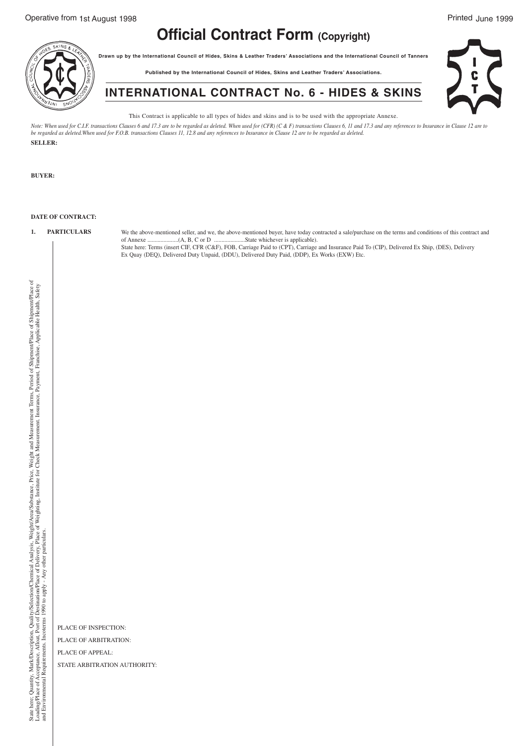Operative from 1st August 1998

Printed June 1999

# Official Contract Form (Copyright)

**Drawn up by the International Council of Hides, Skins & Leather Traders' Associations and the International Council of Tanners**

**Published by the International Council of Hides, Skins and Leather Traders' Associations.**

## INTERNATIONAL CONTRACT No. 6 - HIDES & SKINS

This Contract is applicable to all types of hides and skins and is to be used with the appropriate Annexe.

*Note: When used for C.I.F. transactions Clauses 6 and 17.3 are to be regarded as deleted. When used for (CFR) (C & F) transactions Clauses 6, 11 and 17.3 and any references to Insurance in Clause 12 are to be regarded as deleted.When used for F.O.B. transactions Clauses 11, 12.8 and any references to Insurance in Clause 12 are to be regarded as deleted.*

**SELLER:**

**BUYER:**

**DATE OF CONTRACT:**

**1. PARTICULARS**

We the above-mentioned seller, and we, the above-mentioned buyer, have today contracted a sale/purchase on the terms and conditions of this contract and of Annexe .....................(A, B, C or D .....................State whichever is applicable).

State here: Terms (insert CIF, CFR (C&F), FOB, Carriage Paid to (CPT), Carriage and Insurance Paid To (CIP), Delivered Ex Ship, (DES), Delivery Ex Quay (DEQ), Delivered Duty Unpaid, (DDU), Delivered Duty Paid, (DDP), Ex Works (EXW) Etc.

State here; Quantity, Mark/Description, Quality/Selection/Chemical Analysis, Weight/Area/Substance, Price, Weight and Measurement Terms, Period of Shipment/Place of Loading/Place of Acceptance, Afloat, Port of Destination/Place of Delivery, Place of Weighing, Institute for Check Measurement. Insurance, Payment, Franchise, Applicable Health, Safety and Environmental Requirements. Incoterms 1990 to apply - Any other particulars.

PLACE OF INSPECTION:

PLACE OF ARBITRATION:

PLACE OF APPEAL:

STATE ARBITRATION AUTHORITY: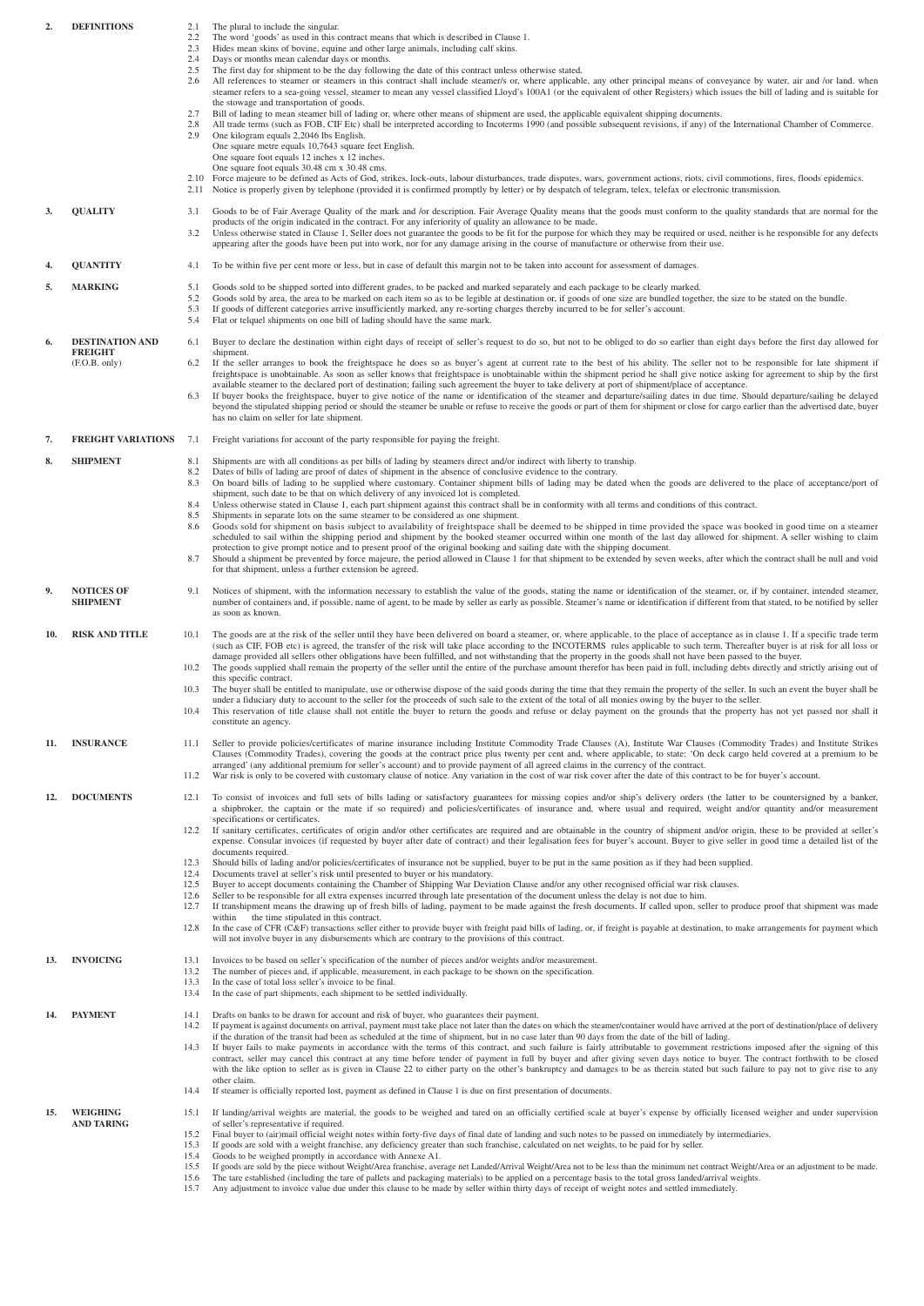## 2. DEFINITIONS

2.1 The plural to include the singular.

2.2 The word 'goods' as used in this contract means that which is described in Clause 1.

2.3 Hides mean skins of bovine, equine and other large animals, including calf skins.

2.4 Days or months mean calendar days or months.

2.5 The first day for shipment to be the day following the date of this contract unless otherwise stated.

2.6 All references to steamer or steamers in this contract shall include steamer/s or, where applicable, any other principal means of conveyance by water, air and /or land. when steamer refers to a sea-going vessel, steamer to mean any vessel classified Lloyd's 100A1 (or the equivalent of other Registers) which issues the bill of lading and is suitable for the stowage and transportation of goods.

2.7 Bill of lading to mean steamer bill of lading or, where other means of shipment are used, the applicable equivalent shipping documents.

2.8 All trade terms (such as FOB, CIF Etc) shall be interpreted according to Incoterms 1990 (and possible subsequent revisions, if any) of the International Chamber of Commerce.

2.9 One kilogram equals 2.2046 lbs English.
One square metre equals 10.7643 square feet English.
One square foot equals 12 inches x 12 inches.
One square foot equals 30.48 cm x 30.48 cms.

2.10 Force majeure to be defined as Acts of God, strikes, lock-outs, labour disturbances, trade disputes, wars, government actions, riots, civil commotions, fires, floods epidemics.

2.11 Notice is properly given by telephone (provided it is confirmed promptly by letter) or by despatch of telegram, telex, telefax or electronic transmission.

## 3. QUALITY

3.1 Goods to be of Fair Average Quality of the mark and /or description. Fair Average Quality means that the goods must conform to the quality standards that are normal for the products of the origin indicated in the contract. For any inferiority of quality an allowance to be made.

3.2 Unless otherwise stated in Clause 1, Seller does not guarantee the goods to be fit for the purpose for which they may be required or used, neither is he responsible for any defects appearing after the goods have been put into work, nor for any damage arising in the course of manufacture or otherwise from their use.

## 4. QUANTITY

4.1 To be within five per cent more or less, but in case of default this margin not to be taken into account for assessment of damages.

## 5. MARKING

5.1 Goods sold to be shipped sorted into different grades, to be packed and marked separately and each package to be clearly marked.

5.2 Goods sold by area, the area to be marked on each item so as to be legible at destination or, if goods of one size are bundled together, the size to be stated on the bundle.

5.3 If goods of different categories arrive insufficiently marked, any re-sorting charges thereby incurred to be for seller's account.

5.4 Flat or telquel shipments on one bill of lading should have the same mark.

## 6. DESTINATION AND FREIGHT (F.O.B. only)

6.1 Buyer to declare the destination within eight days of receipt of seller's request to do so, but not to be obliged to do so earlier than eight days before the first day allowed for shipment.

6.2 If the seller arranges to book the freightspace he does so as buyer's agent at current rate to the best of his ability. The seller not to be responsible for late shipment if freightspace is unobtainable. As soon as seller knows that freightspace is unobtainable within the shipment period he shall give notice asking for agreement to ship by the first available steamer to the declared port of destination; failing such agreement the buyer to take delivery at port of shipment/place of acceptance.

6.3 If buyer books the freightspace, buyer to give notice of the name or identification of the steamer and departure/sailing dates in due time. Should departure/sailing be delayed beyond the stipulated shipping period or should the steamer be unable or refuse to receive the goods or part of them for shipment or close for cargo earlier than the advertised date, buyer has no claim on seller for late shipment.

## 7. FREIGHT VARIATIONS

7.1 Freight variations for account of the party responsible for paying the freight.

## 8. SHIPMENT

8.1 Shipments are with all conditions as per bills of lading by steamers direct and/or indirect with liberty to tranship.

8.2 Dates of bills of lading are proof of dates of shipment in the absence of conclusive evidence to the contrary.

8.3 On board bills of lading to be supplied where customary. Container shipment bills of lading may be dated when the goods are delivered to the place of acceptance/port of shipment, such date to be that on which delivery of any invoiced lot is completed.

8.4 Unless otherwise stated in Clause 1, each part shipment against this contract shall be in conformity with all terms and conditions of this contract.

8.5 Shipments in separate lots on the same steamer to be considered as one shipment.

8.6 Goods sold for shipment on basis subject to availability of freightspace shall be deemed to be shipped in time provided the space was booked in good time on a steamer scheduled to sail within the shipping period and shipment by the booked steamer occurred within one month of the last day allowed for shipment. A seller wishing to claim protection to give prompt notice and to present proof of the original booking and sailing date with the shipping document.

8.7 Should a shipment be prevented by force majeure, the period allowed in Clause 1 for that shipment to be extended by seven weeks, after which the contract shall be null and void for that shipment, unless a further extension be agreed.

## 9. NOTICES OF SHIPMENT

9.1 Notices of shipment, with the information necessary to establish the value of the goods, stating the name or identification of the steamer, or, if by container, intended steamer, number of containers and, if possible, name of agent, to be made by seller as early as possible. Steamer's name or identification if different from that stated, to be notified by seller as soon as known.

## 10. RISK AND TITLE

10.1 The goods are at the risk of the seller until they have been delivered on board a steamer, or, where applicable, to the place of acceptance as in clause 1. If a specific trade term (such as CIF, FOB etc) is agreed, the transfer of the risk will take place according to the INCOTERMS rules applicable to such term. Thereafter buyer is at risk for all loss or damage provided all sellers other obligations have been fulfilled, and not withstanding that the property in the goods shall not have been passed to the buyer.

10.2 The goods supplied shall remain the property of the seller until the entire of the purchase amount therefor has been paid in full, including debts directly and strictly arising out of this specific contract.

10.3 The buyer shall be entitled to manipulate, use or otherwise dispose of the said goods during the time that they remain the property of the seller. In such an event the buyer shall be under a fiduciary duty to account to the seller for the proceeds of such sale to the extent of the total of all monies owing by the buyer to the seller.

10.4 This reservation of title clause shall not entitle the buyer to return the goods and refuse or delay payment on the grounds that the property has not yet passed nor shall it constitute an agency.

## 11. INSURANCE

11.1 Seller to provide policies/certificates of marine insurance including Institute Commodity Trade Clauses (A), Institute War Clauses (Commodity Trades) and Institute Strikes Clauses (Commodity Trades), covering the goods at the contract price plus twenty per cent and, where applicable, to state: 'On deck cargo held covered at a premium to be arranged' (any additional premium for seller's account) and to provide payment of all agreed claims in the currency of the contract.

11.2 War risk is only to be covered with customary clause of notice. Any variation in the cost of war risk cover after the date of this contract to be for buyer's account.

## 12. DOCUMENTS

12.1 To consist of invoices and full sets of bills lading or satisfactory guarantees for missing copies and/or ship's delivery orders (the latter to be countersigned by a banker, a shipbroker, the captain or the mate if so required) and policies/certificates of insurance and, where usual and required, weight and/or quantity and/or measurement specifications or certificates.

12.2 If sanitary certificates, certificates of origin and/or other certificates are required and are obtainable in the country of shipment and/or origin, these to be provided at seller's expense. Consular invoices (if requested by buyer after date of contract) and their legalisation fees for buyer's account. Buyer to give seller in good time a detailed list of the documents required.

12.3 Should bills of lading and/or policies/certificates of insurance not be supplied, buyer to be put in the same position as if they had been supplied.

12.4 Documents travel at seller's risk until presented to buyer or his mandatory.

12.5 Buyer to accept documents containing the Chamber of Shipping War Deviation Clause and/or any other recognised official war risk clauses.

12.6 Seller to be responsible for all extra expenses incurred through late presentation of the document unless the delay is not due to him.

12.7 If transhipment means the drawing up of fresh bills of lading, payment to be made against the fresh documents. If called upon, seller to produce proof that shipment was made within the time stipulated in this contract.

12.8 In the case of CFR (C&F) transactions seller either to provide buyer with freight paid bills of lading, or, if freight is payable at destination, to make arrangements for payment which will not involve buyer in any disbursements which are contrary to the provisions of this contract.

## 13. INVOICING

13.1 Invoices to be based on seller's specification of the number of pieces and/or weights and/or measurement.

13.2 The number of pieces and, if applicable, measurement, in each package to be shown on the specification.

13.3 In the case of total loss seller's invoice to be final.

13.4 In the case of part shipments, each shipment to be settled individually.

## 14. PAYMENT

14.1 Drafts on banks to be drawn for account and risk of buyer, who guarantees their payment.

14.2 If payment is against documents on arrival, payment must take place not later than the dates on which the steamer/container would have arrived at the port of destination/place of delivery if the duration of the transit had been as scheduled at the time of shipment, but in no case later than 90 days from the date of the bill of lading.

14.3 If buyer fails to make payments in accordance with the terms of this contract, and such failure is fairly attributable to government restrictions imposed after the signing of this contract, seller may cancel this contract at any time before tender of payment in full by buyer and after giving seven days notice to buyer. The contract forthwith to be closed with the like option to seller as is given in Clause 22 to either party on the other's bankruptcy and damages to be as therein stated but such failure to pay not to give rise to any other claim.

14.4 If steamer is officially reported lost, payment as defined in Clause 1 is due on first presentation of documents.

## 15. WEIGHING AND TARING

15.1 If landing/arrival weights are material, the goods to be weighed and tared on an officially certified scale at buyer's expense by officially licensed weigher and under supervision of seller's representative if required.

15.2 Final buyer to (air)mail official weight notes within forty-five days of final date of landing and such notes to be passed on immediately by intermediaries.

15.3 If goods are sold with a weight franchise, any deficiency greater than such franchise, calculated on net weights, to be paid for by seller.

15.4 Goods to be weighed promptly in accordance with Annexe A1.

15.5 If goods are sold by the piece without Weight/Area franchise, average net Landed/Arrival Weight/Area not to be less than the minimum net contract Weight/Area or an adjustment to be made.

15.6 The tare established (including the tare of pallets and packaging materials) to be applied on a percentage basis to the total gross landed/arrival weights.

15.7 Any adjustment to invoice value due under this clause to be made by seller within thirty days of receipt of weight notes and settled immediately.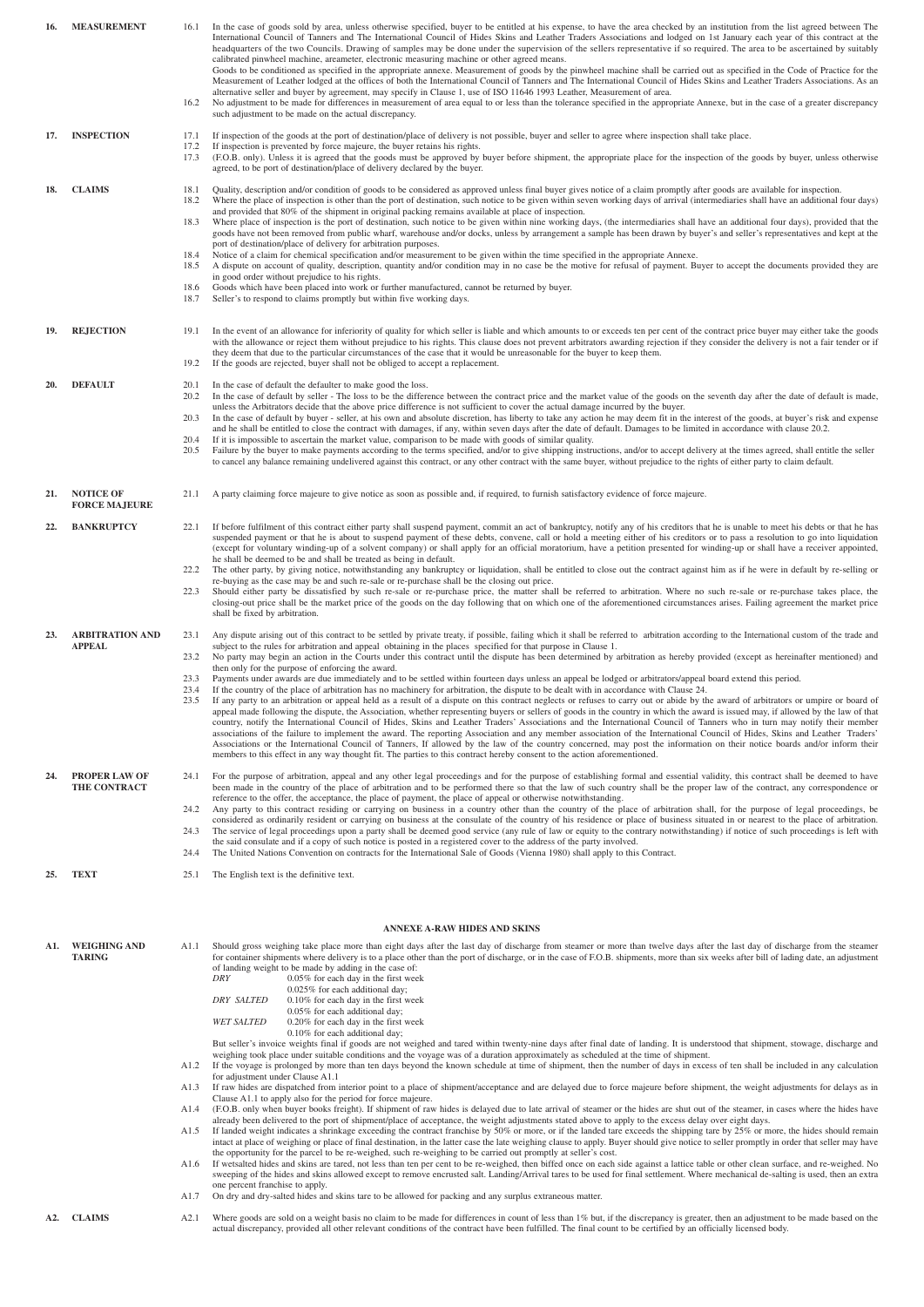**16. MEASUREMENT**

16.1 In the case of goods sold by area, unless otherwise specified, buyer to be entitled at his expense, to have the area checked by an institution from the list agreed between The International Council of Tanners and The International Council of Hides Skins and Leather Traders Associations and lodged on 1st January each year of this contract at the headquarters of the two Councils. Drawing of samples may be done under the supervision of the sellers representative if so required. The area to be ascertained by suitably calibrated pinwheel machine, areameter, electronic measuring machine or other agreed means.
Goods to be conditioned as specified in the appropriate annexe. Measurement of goods by the pinwheel machine shall be carried out as specified in the Code of Practice for the Measurement of Leather lodged at the offices of both the International Council of Tanners and The International Council of Hides Skins and Leather Traders Associations. As an alternative seller and buyer by agreement, may specify in Clause 1, use of ISO 11646 1993 Leather, Measurement of area.

16.2 No adjustment to be made for differences in measurement of area equal to or less than the tolerance specified in the appropriate Annexe, but in the case of a greater discrepancy such adjustment to be made on the actual discrepancy.

**17. INSPECTION**

17.1 If inspection of the goods at the port of destination/place of delivery is not possible, buyer and seller to agree where inspection shall take place.

17.2 If inspection is prevented by force majeure, the buyer retains his rights.

17.3 (F.O.B. only). Unless it is agreed that the goods must be approved by buyer before shipment, the appropriate place for the inspection of the goods by buyer, unless otherwise agreed, to be port of destination/place of delivery declared by the buyer.

**18. CLAIMS**

18.1 Quality, description and/or condition of goods to be considered as approved unless final buyer gives notice of a claim promptly after goods are available for inspection.

18.2 Where the place of inspection is other than the port of destination, such notice to be given within seven working days of arrival (intermediaries shall have an additional four days) and provided that 80% of the shipment in original packing remains available at place of inspection.

18.3 Where place of inspection is the port of destination, such notice to be given within nine working days, (the intermediaries shall have an additional four days), provided that the goods have not been removed from public wharf, warehouse and/or docks, unless by arrangement a sample has been drawn by buyer's and seller's representatives and kept at the port of destination/place of delivery for arbitration purposes.

18.4 Notice of a claim for chemical specification and/or measurement to be given within the time specified in the appropriate Annexe.

18.5 A dispute on account of quality, description, quantity and/or condition may in no case be the motive for refusal of payment. Buyer to accept the documents provided they are in good order without prejudice to his rights.

18.6 Goods which have been placed into work or further manufactured, cannot be returned by buyer.

18.7 Seller's to respond to claims promptly but within five working days.

**19. REJECTION**

19.1 In the event of an allowance for inferiority of quality for which seller is liable and which amounts to or exceeds ten per cent of the contract price buyer may either take the goods with the allowance or reject them without prejudice to his rights. This clause does not prevent arbitrators awarding rejection if they consider the delivery is not a fair tender or if they deem that due to the particular circumstances of the case that it would be unreasonable for the buyer to keep them.

19.2 If the goods are rejected, buyer shall not be obliged to accept a replacement.

**20. DEFAULT**

20.1 In the case of default the defaulter to make good the loss.

20.2 In the case of default by seller - The loss to be the difference between the contract price and the market value of the goods on the seventh day after the date of default is made, unless the Arbitrators decide that the above price difference is not sufficient to cover the actual damage incurred by the buyer.

20.3 In the case of default by buyer - seller, at his own and absolute discretion, has liberty to take any action he may deem fit in the interest of the goods, at buyer's risk and expense and he shall be entitled to close the contract with damages, if any, within seven days after the date of default. Damages to be limited in accordance with clause 20.2.

20.4 If it is impossible to ascertain the market value, comparison to be made with goods of similar quality.

20.5 Failure by the buyer to make payments according to the terms specified, and/or to give shipping instructions, and/or to accept delivery at the times agreed, shall entitle the seller to cancel any balance remaining undelivered against this contract, or any other contract with the same buyer, without prejudice to the rights of either party to claim default.

**21. NOTICE OF FORCE MAJEURE**

21.1 A party claiming force majeure to give notice as soon as possible and, if required, to furnish satisfactory evidence of force majeure.

**22. BANKRUPTCY**

22.1 If before fulfilment of this contract either party shall suspend payment, commit an act of bankruptcy, notify any of his creditors that he is unable to meet his debts or that he has suspended payment or that he is about to suspend payment of these debts, convene, call or hold a meeting either of his creditors or to pass a resolution to go into liquidation (except for voluntary winding-up of a solvent company) or shall apply for an official moratorium, have a petition presented for winding-up or shall have a receiver appointed, he shall be deemed to be and shall be treated as being in default.

22.2 The other party, by giving notice, notwithstanding any bankruptcy or liquidation, shall be entitled to close out the contract against him as if he were in default by re-selling or re-buying as the case may be and such re-sale or re-purchase shall be the closing out price.

22.3 Should either party be dissatisfied by such re-sale or re-purchase price, the matter shall be referred to arbitration. Where no such re-sale or re-purchase takes place, the closing-out price shall be the market price of the goods on the day following that on which one of the aforementioned circumstances arises. Failing agreement the market price shall be fixed by arbitration.

**23. ARBITRATION AND APPEAL**

23.1 Any dispute arising out of this contract to be settled by private treaty, if possible, failing which it shall be referred to arbitration according to the International custom of the trade and subject to the rules for arbitration and appeal obtaining in the places specified for that purpose in Clause 1.

23.2 No party may begin an action in the Courts under this contract until the dispute has been determined by arbitration as hereby provided (except as hereinafter mentioned) and then only for the purpose of enforcing the award.

23.3 Payments under awards are due immediately and to be settled within fourteen days unless an appeal be lodged or arbitrators/appeal board extend this period.

23.4 If the country of the place of arbitration has no machinery for arbitration, the dispute to be dealt with in accordance with Clause 24.

23.5 If any party to an arbitration or appeal held as a result of a dispute on this contract neglects or refuses to carry out or abide by the award of arbitrators or umpire or board of appeal made following the dispute, the Association, whether representing buyers or sellers of goods in the country in which the award is issued may, if allowed by the law of that country, notify the International Council of Hides, Skins and Leather Traders' Associations and the International Council of Tanners who in turn may notify their member associations of the failure to implement the award. The reporting Association and any member association of the International Council of Hides, Skins and Leather Traders' Associations or the International Council of Tanners, If allowed by the law of the country concerned, may post the information on their notice boards and/or inform their members to this effect in any way thought fit. The parties to this contract hereby consent to the action aforementioned.

**24. PROPER LAW OF THE CONTRACT**

24.1 For the purpose of arbitration, appeal and any other legal proceedings and for the purpose of establishing formal and essential validity, this contract shall be deemed to have been made in the country of the place of arbitration and to be performed there so that the law of such country shall be the proper law of the contract, any correspondence or reference to the offer, the acceptance, the place of payment, the place of appeal or otherwise notwithstanding.

24.2 Any party to this contract residing or carrying on business in a country other than the country of the place of arbitration shall, for the purpose of legal proceedings, be considered as ordinarily resident or carrying on business at the consulate of the country of his residence or place of business situated in or nearest to the place of arbitration.

24.3 The service of legal proceedings upon a party shall be deemed good service (any rule of law or equity to the contrary notwithstanding) if notice of such proceedings is left with the said consulate and if a copy of such notice is posted in a registered cover to the address of the party involved.

24.4 The United Nations Convention on contracts for the International Sale of Goods (Vienna 1980) shall apply to this Contract.

**25. TEXT**

25.1 The English text is the definitive text.

## ANNEXE A-RAW HIDES AND SKINS

**A1. WEIGHING AND TARING**

A1.1 Should gross weighing take place more than eight days after the last day of discharge from steamer or more than twelve days after the last day of discharge from the steamer for container shipments where delivery is to a place other than the port of discharge, or in the case of F.O.B. shipments, more than six weeks after bill of lading date, an adjustment of landing weight to be made by adding in the case of:

| | |
|---|---|
| *DRY* | 0.05% for each day in the first week |
| | 0.025% for each additional day; |
| *DRY SALTED* | 0.10% for each day in the first week |
| | 0.05% for each additional day; |
| *WET SALTED* | 0.20% for each day in the first week |
| | 0.10% for each additional day; |

But seller's invoice weights final if goods are not weighed and tared within twenty-nine days after final date of landing. It is understood that shipment, stowage, discharge and weighing took place under suitable conditions and the voyage was of a duration approximately as scheduled at the time of shipment.

A1.2 If the voyage is prolonged by more than ten days beyond the known schedule at time of shipment, then the number of days in excess of ten shall be included in any calculation for adjustment under Clause A1.1

A1.3 If raw hides are dispatched from interior point to a place of shipment/acceptance and are delayed due to force majeure before shipment, the weight adjustments for delays as in Clause A1.1 to apply also for the period for force majeure.

A1.4 (F.O.B. only when buyer books freight). If shipment of raw hides is delayed due to late arrival of steamer or the hides are shut out of the steamer, in cases where the hides have already been delivered to the port of shipment/place of acceptance, the weight adjustments stated above to apply to the excess delay over eight days.

A1.5 If landed weight indicates a shrinkage exceeding the contract franchise by 50% or more, or if the landed tare exceeds the shipping tare by 25% or more, the hides should remain intact at place of weighing or place of final destination, in the latter case the late weighing clause to apply. Buyer should give notice to seller promptly in order that seller may have the opportunity for the parcel to be re-weighed, such re-weighing to be carried out promptly at seller's cost.

A1.6 If wetsalted hides and skins are tared, not less than ten per cent to be re-weighed, then biffed once on each side against a lattice table or other clean surface, and re-weighed. No sweeping of the hides and skins allowed except to remove encrusted salt. Landing/Arrival tares to be used for final settlement. Where mechanical de-salting is used, then an extra one percent franchise to apply.

A1.7 On dry and dry-salted hides and skins tare to be allowed for packing and any surplus extraneous matter.

**A2. CLAIMS**

A2.1 Where goods are sold on a weight basis no claim to be made for differences in count of less than 1% but, if the discrepancy is greater, then an adjustment to be made based on the actual discrepancy, provided all other relevant conditions of the contract have been fulfilled. The final count to be certified by an officially licensed body.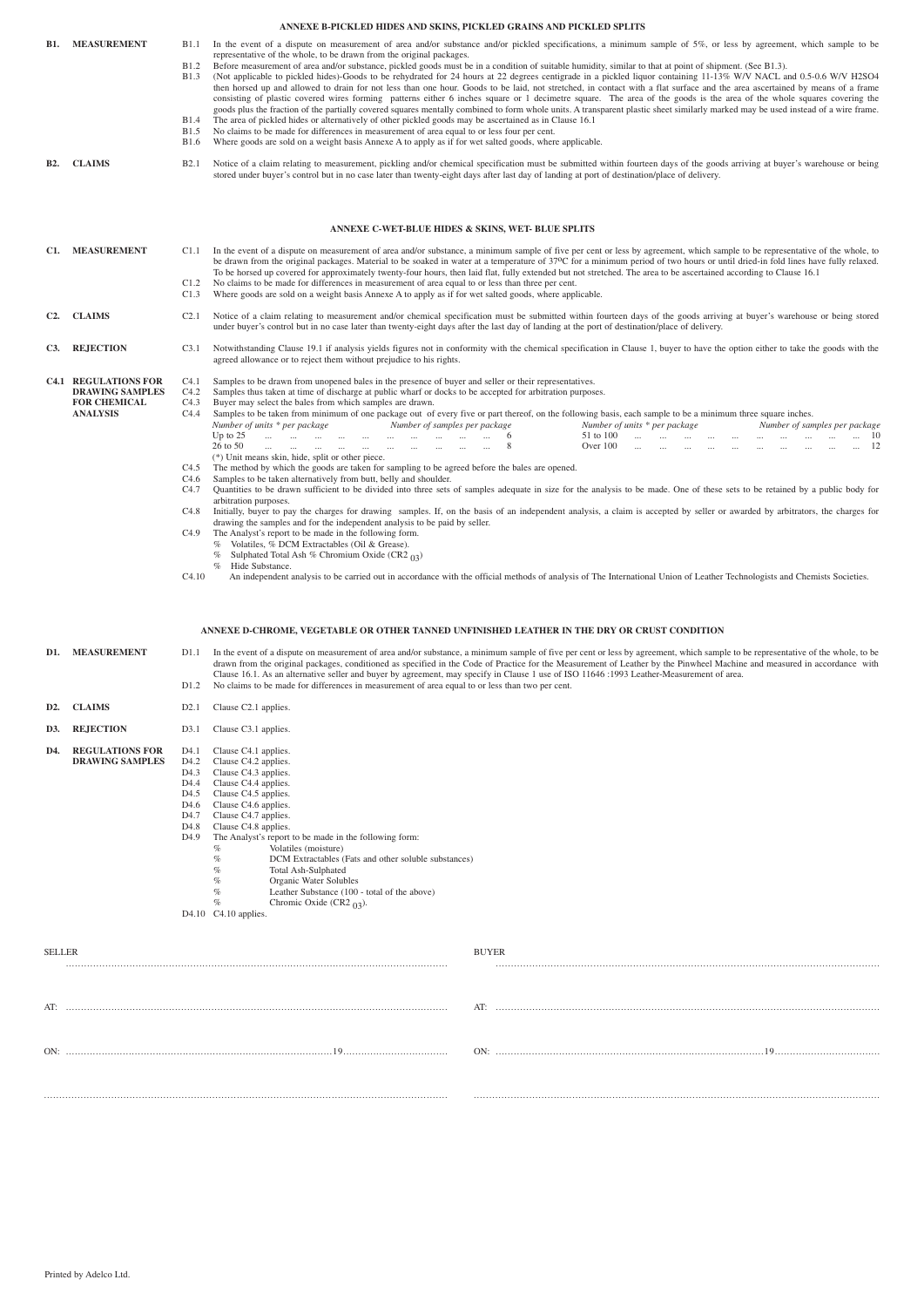## ANNEXE B-PICKLED HIDES AND SKINS, PICKLED GRAINS AND PICKLED SPLITS

**B1. MEASUREMENT**

B1.1 In the event of a dispute on measurement of area and/or substance and/or pickled specifications, a minimum sample of 5%, or less by agreement, which sample to be representative of the whole, to be drawn from the original packages.

B1.2 Before measurement of area and/or substance, pickled goods must be in a condition of suitable humidity, similar to that at point of shipment. (See B1.3).

B1.3 (Not applicable to pickled hides)-Goods to be rehydrated for 24 hours at 22 degrees centigrade in a pickled liquor containing 11-13% W/V NACL and 0.5-0.6 W/V H2SO4 then horsed up and allowed to drain for not less than one hour. Goods to be laid, not stretched, in contact with a flat surface and the area ascertained by means of a frame consisting of plastic covered wires forming patterns either 6 inches square or 1 decimetre square. The area of the goods is the area of the whole squares covering the goods plus the fraction of the partially covered squares mentally combined to form whole units. A transparent plastic sheet similarly marked may be used instead of a wire frame.

B1.4 The area of pickled hides or alternatively of other pickled goods may be ascertained as in Clause 16.1

B1.5 No claims to be made for differences in measurement of area equal to or less four per cent.

B1.6 Where goods are sold on a weight basis Annexe A to apply as if for wet salted goods, where applicable.

**B2. CLAIMS**

B2.1 Notice of a claim relating to measurement, pickling and/or chemical specification must be submitted within fourteen days of the goods arriving at buyer's warehouse or being stored under buyer's control but in no case later than twenty-eight days after last day of landing at port of destination/place of delivery.

## ANNEXE C-WET-BLUE HIDES & SKINS, WET- BLUE SPLITS

**C1. MEASUREMENT**

C1.1 In the event of a dispute on measurement of area and/or substance, a minimum sample of five per cent or less by agreement, which sample to be representative of the whole, to be drawn from the original packages. Material to be soaked in water at a temperature of 37ºC for a minimum period of two hours or until dried-in fold lines have fully relaxed. To be horsed up covered for approximately twenty-four hours, then laid flat, fully extended but not stretched. The area to be ascertained according to Clause 16.1

C1.2 No claims to be made for differences in measurement of area equal to or less than three per cent.

C1.3 Where goods are sold on a weight basis Annexe A to apply as if for wet salted goods, where applicable.

**C2. CLAIMS**

C2.1 Notice of a claim relating to measurement and/or chemical specification must be submitted within fourteen days of the goods arriving at buyer's warehouse or being stored under buyer's control but in no case later than twenty-eight days after the last day of landing at the port of destination/place of delivery.

**C3. REJECTION**

C3.1 Notwithstanding Clause 19.1 if analysis yields figures not in conformity with the chemical specification in Clause 1, buyer to have the option either to take the goods with the agreed allowance or to reject them without prejudice to his rights.

**C4.1 REGULATIONS FOR DRAWING SAMPLES FOR CHEMICAL ANALYSIS**

C4.1 Samples to be drawn from unopened bales in the presence of buyer and seller or their representatives.

C4.2 Samples thus taken at time of discharge at public wharf or docks to be accepted for arbitration purposes.

C4.3 Buyer may select the bales from which samples are drawn.

C4.4 Samples to be taken from minimum of one package out of every five or part thereof, on the following basis, each sample to be a minimum three square inches.

| *Number of units * per package* | *Number of samples per package* | *Number of units * per package* | *Number of samples per package* |
|---|---|---|---|
| Up to 25 | 6 | 51 to 100 | 10 |
| 26 to 50 | 8 | Over 100 | 12 |

(*) Unit means skin, hide, split or other piece.

C4.5 The method by which the goods are taken for sampling to be agreed before the bales are opened.

C4.6 Samples to be taken alternatively from butt, belly and shoulder.

C4.7 Quantities to be drawn sufficient to be divided into three sets of samples adequate in size for the analysis to be made. One of these sets to be retained by a public body for arbitration purposes.

C4.8 Initially, buyer to pay the charges for drawing samples. If, on the basis of an independent analysis, a claim is accepted by seller or awarded by arbitrators, the charges for drawing the samples and for the independent analysis to be paid by seller.

C4.9 The Analyst's report to be made in the following form.
- % Volatiles, % DCM Extractables (Oil & Grease).
- % Sulphated Total Ash % Chromium Oxide (CR2 $_{03}$)
- % Hide Substance.

C4.10 An independent analysis to be carried out in accordance with the official methods of analysis of The International Union of Leather Technologists and Chemists Societies.

## ANNEXE D-CHROME, VEGETABLE OR OTHER TANNED UNFINISHED LEATHER IN THE DRY OR CRUST CONDITION

**D1. MEASUREMENT**

D1.1 In the event of a dispute on measurement of area and/or substance, a minimum sample of five per cent or less by agreement, which sample to be representative of the whole, to be drawn from the original packages, conditioned as specified in the Code of Practice for the Measurement of Leather by the Pinwheel Machine and measured in accordance with Clause 16.1. As an alternative seller and buyer by agreement, may specify in Clause 1 use of ISO 11646 :1993 Leather-Measurement of area.

D1.2 No claims to be made for differences in measurement of area equal to or less than two per cent.

**D2. CLAIMS**

D2.1 Clause C2.1 applies.

**D3. REJECTION**

D3.1 Clause C3.1 applies.

**D4. REGULATIONS FOR DRAWING SAMPLES**

D4.1 Clause C4.1 applies.
D4.2 Clause C4.2 applies.
D4.3 Clause C4.3 applies.
D4.4 Clause C4.4 applies.
D4.5 Clause C4.5 applies.
D4.6 Clause C4.6 applies.
D4.7 Clause C4.7 applies.
D4.8 Clause C4.8 applies.
D4.9 The Analyst's report to be made in the following form:
- % Volatiles (moisture)
- % DCM Extractables (Fats and other soluble substances)
- % Total Ash-Sulphated
- % Organic Water Solubles
- % Leather Substance (100 - total of the above)
- % Chromic Oxide (CR2 $_{03}$).

D4.10 C4.10 applies.

SELLER ..............................................................................

AT: ..............................................................................

ON: ..............................................................................19..............................

..............................................................................

BUYER ..............................................................................

AT: ..............................................................................

ON: ..............................................................................19..............................

..............................................................................

Printed by Adelco Ltd.